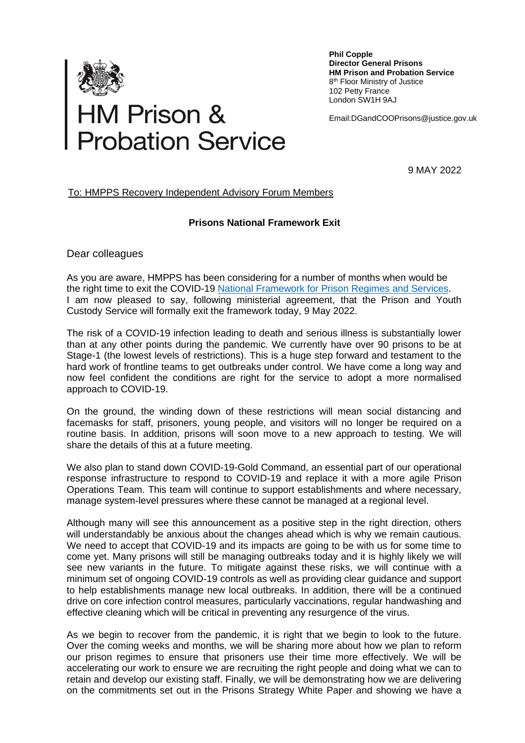HM Prison & Probation Service

**Phil Copple**
**Director General Prisons**
**HM Prison and Probation Service**
8th Floor Ministry of Justice
102 Petty France
London SW1H 9AJ

Email:DGandCOOPrisons@justice.gov.uk

9 MAY 2022

To: HMPPS Recovery Independent Advisory Forum Members

**Prisons National Framework Exit**

Dear colleagues

As you are aware, HMPPS has been considering for a number of months when would be the right time to exit the COVID-19 [National Framework for Prison Regimes and Services](). I am now pleased to say, following ministerial agreement, that the Prison and Youth Custody Service will formally exit the framework today, 9 May 2022.

The risk of a COVID-19 infection leading to death and serious illness is substantially lower than at any other points during the pandemic. We currently have over 90 prisons to be at Stage-1 (the lowest levels of restrictions). This is a huge step forward and testament to the hard work of frontline teams to get outbreaks under control. We have come a long way and now feel confident the conditions are right for the service to adopt a more normalised approach to COVID-19.

On the ground, the winding down of these restrictions will mean social distancing and facemasks for staff, prisoners, young people, and visitors will no longer be required on a routine basis. In addition, prisons will soon move to a new approach to testing. We will share the details of this at a future meeting.

We also plan to stand down COVID-19-Gold Command, an essential part of our operational response infrastructure to respond to COVID-19 and replace it with a more agile Prison Operations Team. This team will continue to support establishments and where necessary, manage system-level pressures where these cannot be managed at a regional level.

Although many will see this announcement as a positive step in the right direction, others will understandably be anxious about the changes ahead which is why we remain cautious. We need to accept that COVID-19 and its impacts are going to be with us for some time to come yet. Many prisons will still be managing outbreaks today and it is highly likely we will see new variants in the future. To mitigate against these risks, we will continue with a minimum set of ongoing COVID-19 controls as well as providing clear guidance and support to help establishments manage new local outbreaks. In addition, there will be a continued drive on core infection control measures, particularly vaccinations, regular handwashing and effective cleaning which will be critical in preventing any resurgence of the virus.

As we begin to recover from the pandemic, it is right that we begin to look to the future. Over the coming weeks and months, we will be sharing more about how we plan to reform our prison regimes to ensure that prisoners use their time more effectively. We will be accelerating our work to ensure we are recruiting the right people and doing what we can to retain and develop our existing staff. Finally, we will be demonstrating how we are delivering on the commitments set out in the Prisons Strategy White Paper and showing we have a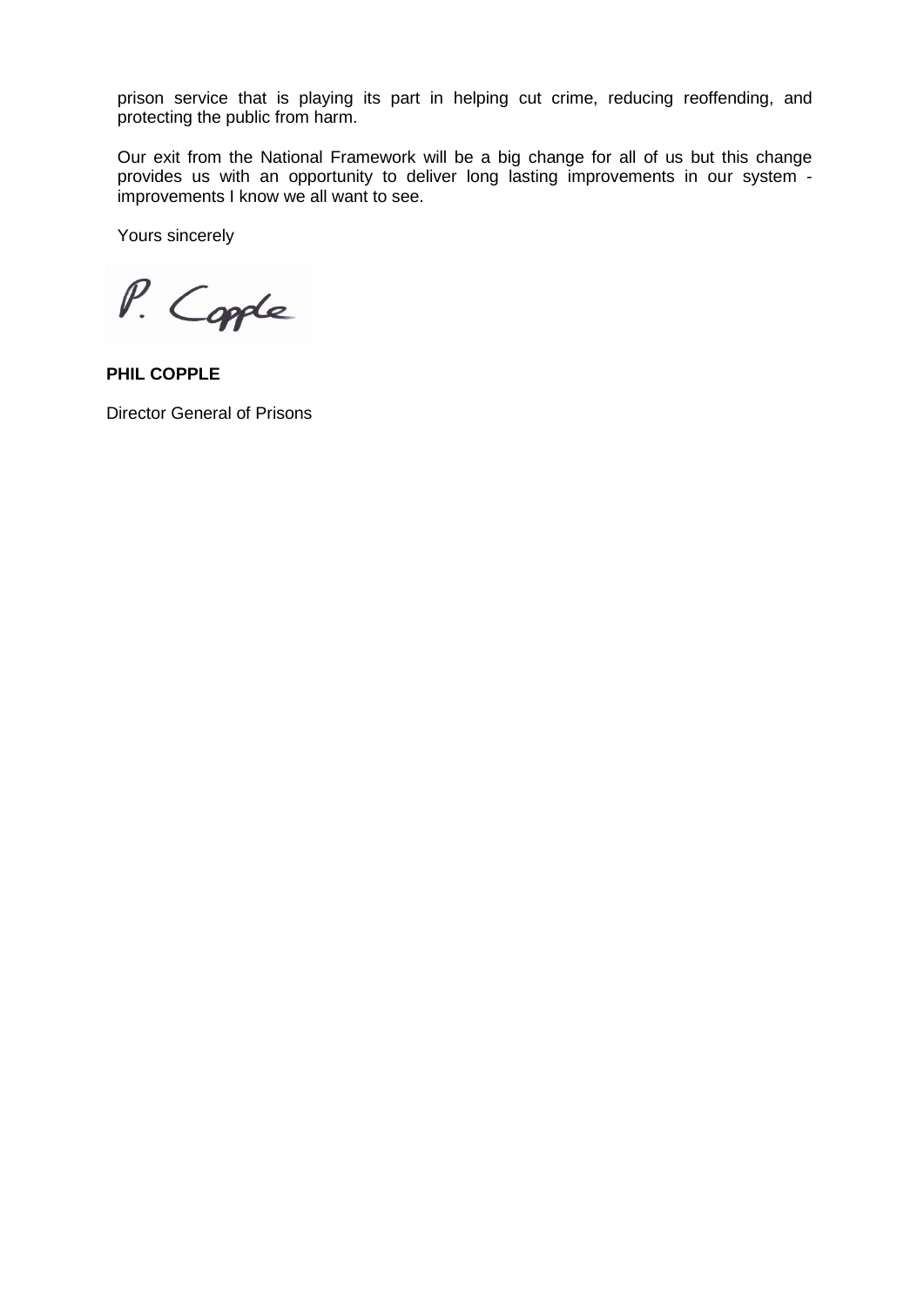prison service that is playing its part in helping cut crime, reducing reoffending, and protecting the public from harm.

Our exit from the National Framework will be a big change for all of us but this change provides us with an opportunity to deliver long lasting improvements in our system - improvements I know we all want to see.

Yours sincerely

P. Copple

**PHIL COPPLE**

Director General of Prisons